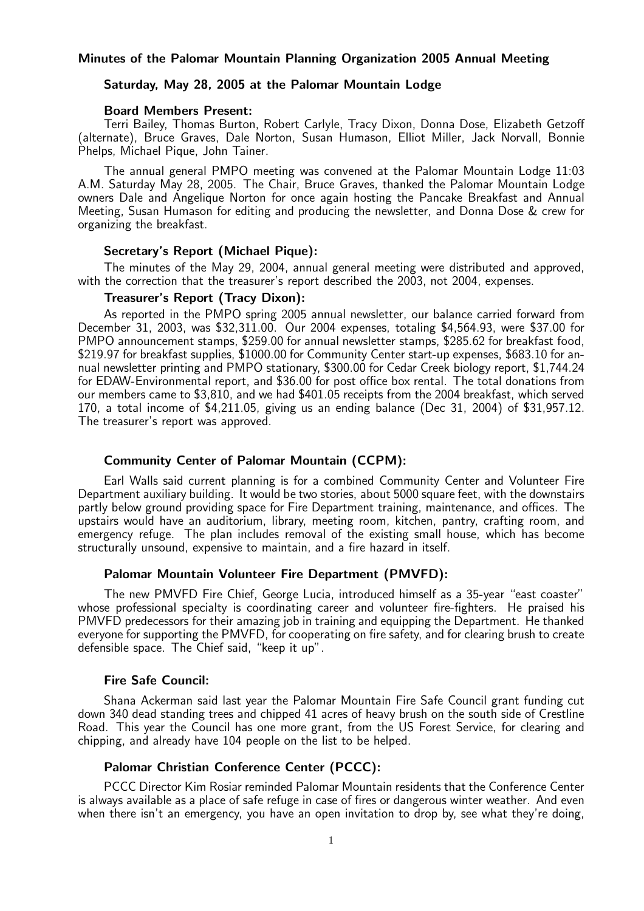# Minutes of the Palomar Mountain Planning Organization 2005 Annual Meeting

## Saturday, May 28, 2005 at the Palomar Mountain Lodge

### Board Members Present:

Terri Bailey, Thomas Burton, Robert Carlyle, Tracy Dixon, Donna Dose, Elizabeth Getzoff (alternate), Bruce Graves, Dale Norton, Susan Humason, Elliot Miller, Jack Norvall, Bonnie Phelps, Michael Pique, John Tainer.

The annual general PMPO meeting was convened at the Palomar Mountain Lodge 11:03 A.M. Saturday May 28, 2005. The Chair, Bruce Graves, thanked the Palomar Mountain Lodge owners Dale and Angelique Norton for once again hosting the Pancake Breakfast and Annual Meeting, Susan Humason for editing and producing the newsletter, and Donna Dose & crew for organizing the breakfast.

### Secretary's Report (Michael Pique):

The minutes of the May 29, 2004, annual general meeting were distributed and approved, with the correction that the treasurer's report described the 2003, not 2004, expenses.

### Treasurer's Report (Tracy Dixon):

As reported in the PMPO spring 2005 annual newsletter, our balance carried forward from December 31, 2003, was $32,311.00. Our 2004 expenses, totaling $4,564.93, were $37.00 for PMPO announcement stamps, $259.00 for annual newsletter stamps, $285.62 for breakfast food, $219.97 for breakfast supplies, $1000.00 for Community Center start-up expenses, $683.10 for annual newsletter printing and PMPO stationary, $300.00 for Cedar Creek biology report, $1,744.24 for EDAW-Environmental report, and $36.00 for post office box rental. The total donations from our members came to $3,810, and we had $401.05 receipts from the 2004 breakfast, which served 170, a total income of $4,211.05, giving us an ending balance (Dec 31, 2004) of $31,957.12. The treasurer's report was approved.

### Community Center of Palomar Mountain (CCPM):

Earl Walls said current planning is for a combined Community Center and Volunteer Fire Department auxiliary building. It would be two stories, about 5000 square feet, with the downstairs partly below ground providing space for Fire Department training, maintenance, and offices. The upstairs would have an auditorium, library, meeting room, kitchen, pantry, crafting room, and emergency refuge. The plan includes removal of the existing small house, which has become structurally unsound, expensive to maintain, and a fire hazard in itself.

### Palomar Mountain Volunteer Fire Department (PMVFD):

The new PMVFD Fire Chief, George Lucia, introduced himself as a 35-year "east coaster" whose professional specialty is coordinating career and volunteer fire-fighters. He praised his PMVFD predecessors for their amazing job in training and equipping the Department. He thanked everyone for supporting the PMVFD, for cooperating on fire safety, and for clearing brush to create defensible space. The Chief said, "keep it up".

### Fire Safe Council:

Shana Ackerman said last year the Palomar Mountain Fire Safe Council grant funding cut down 340 dead standing trees and chipped 41 acres of heavy brush on the south side of Crestline Road. This year the Council has one more grant, from the US Forest Service, for clearing and chipping, and already have 104 people on the list to be helped.

### Palomar Christian Conference Center (PCCC):

PCCC Director Kim Rosiar reminded Palomar Mountain residents that the Conference Center is always available as a place of safe refuge in case of fires or dangerous winter weather. And even when there isn't an emergency, you have an open invitation to drop by, see what they're doing,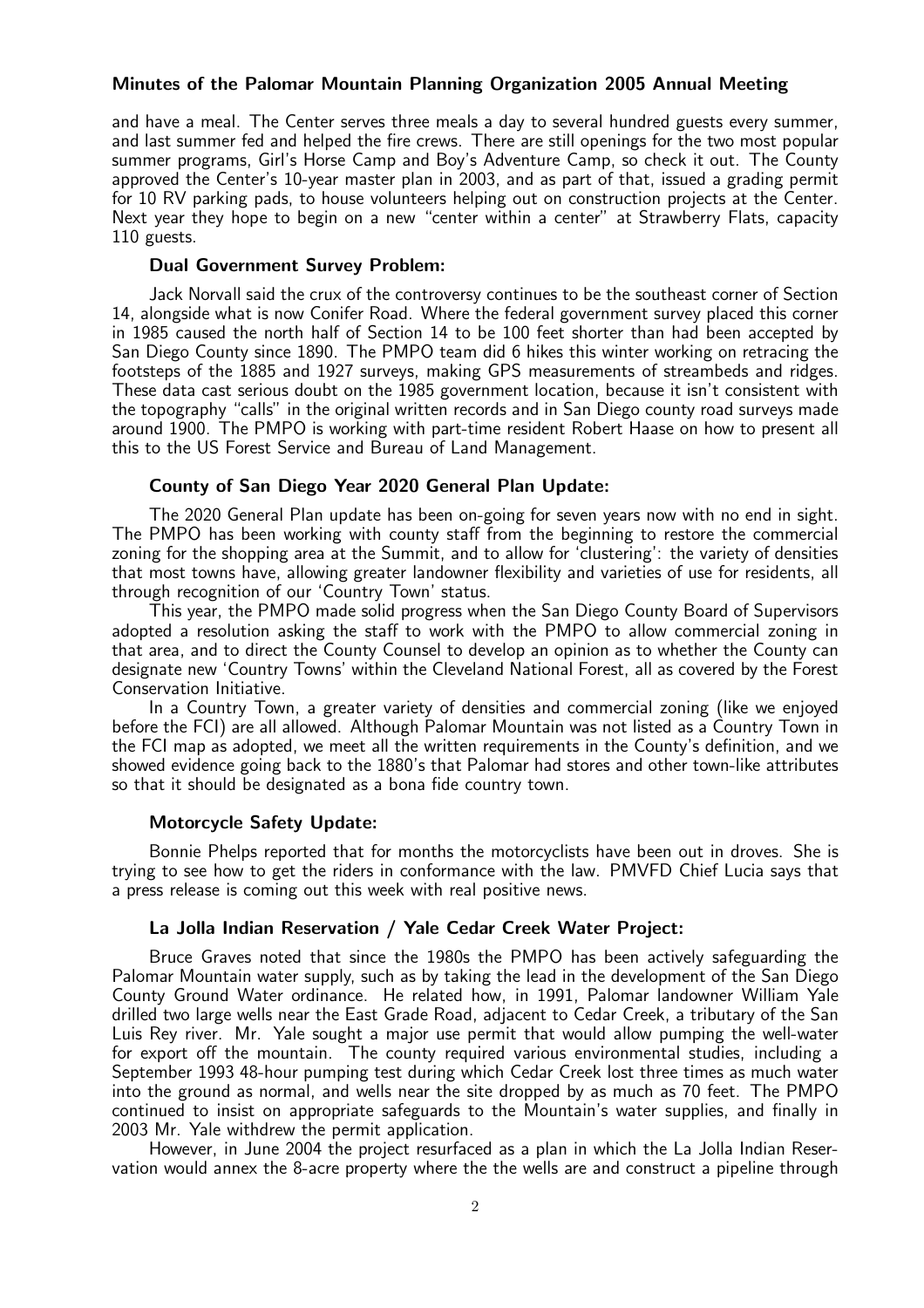and have a meal. The Center serves three meals a day to several hundred guests every summer, and last summer fed and helped the fire crews. There are still openings for the two most popular summer programs, Girl's Horse Camp and Boy's Adventure Camp, so check it out. The County approved the Center's 10-year master plan in 2003, and as part of that, issued a grading permit for 10 RV parking pads, to house volunteers helping out on construction projects at the Center. Next year they hope to begin on a new "center within a center" at Strawberry Flats, capacity 110 guests.

### Dual Government Survey Problem:

Jack Norvall said the crux of the controversy continues to be the southeast corner of Section 14, alongside what is now Conifer Road. Where the federal government survey placed this corner in 1985 caused the north half of Section 14 to be 100 feet shorter than had been accepted by San Diego County since 1890. The PMPO team did 6 hikes this winter working on retracing the footsteps of the 1885 and 1927 surveys, making GPS measurements of streambeds and ridges. These data cast serious doubt on the 1985 government location, because it isn't consistent with the topography "calls" in the original written records and in San Diego county road surveys made around 1900. The PMPO is working with part-time resident Robert Haase on how to present all this to the US Forest Service and Bureau of Land Management.

### County of San Diego Year 2020 General Plan Update:

The 2020 General Plan update has been on-going for seven years now with no end in sight. The PMPO has been working with county staff from the beginning to restore the commercial zoning for the shopping area at the Summit, and to allow for 'clustering': the variety of densities that most towns have, allowing greater landowner flexibility and varieties of use for residents, all through recognition of our 'Country Town' status.

This year, the PMPO made solid progress when the San Diego County Board of Supervisors adopted a resolution asking the staff to work with the PMPO to allow commercial zoning in that area, and to direct the County Counsel to develop an opinion as to whether the County can designate new 'Country Towns' within the Cleveland National Forest, all as covered by the Forest Conservation Initiative.

In a Country Town, a greater variety of densities and commercial zoning (like we enjoyed before the FCI) are all allowed. Although Palomar Mountain was not listed as a Country Town in the FCI map as adopted, we meet all the written requirements in the County's definition, and we showed evidence going back to the 1880's that Palomar had stores and other town-like attributes so that it should be designated as a bona fide country town.

### Motorcycle Safety Update:

Bonnie Phelps reported that for months the motorcyclists have been out in droves. She is trying to see how to get the riders in conformance with the law. PMVFD Chief Lucia says that a press release is coming out this week with real positive news.

### La Jolla Indian Reservation / Yale Cedar Creek Water Project:

Bruce Graves noted that since the 1980s the PMPO has been actively safeguarding the Palomar Mountain water supply, such as by taking the lead in the development of the San Diego County Ground Water ordinance. He related how, in 1991, Palomar landowner William Yale drilled two large wells near the East Grade Road, adjacent to Cedar Creek, a tributary of the San Luis Rey river. Mr. Yale sought a major use permit that would allow pumping the well-water for export off the mountain. The county required various environmental studies, including a September 1993 48-hour pumping test during which Cedar Creek lost three times as much water into the ground as normal, and wells near the site dropped by as much as 70 feet. The PMPO continued to insist on appropriate safeguards to the Mountain's water supplies, and finally in 2003 Mr. Yale withdrew the permit application.

However, in June 2004 the project resurfaced as a plan in which the La Jolla Indian Reservation would annex the 8-acre property where the the wells are and construct a pipeline through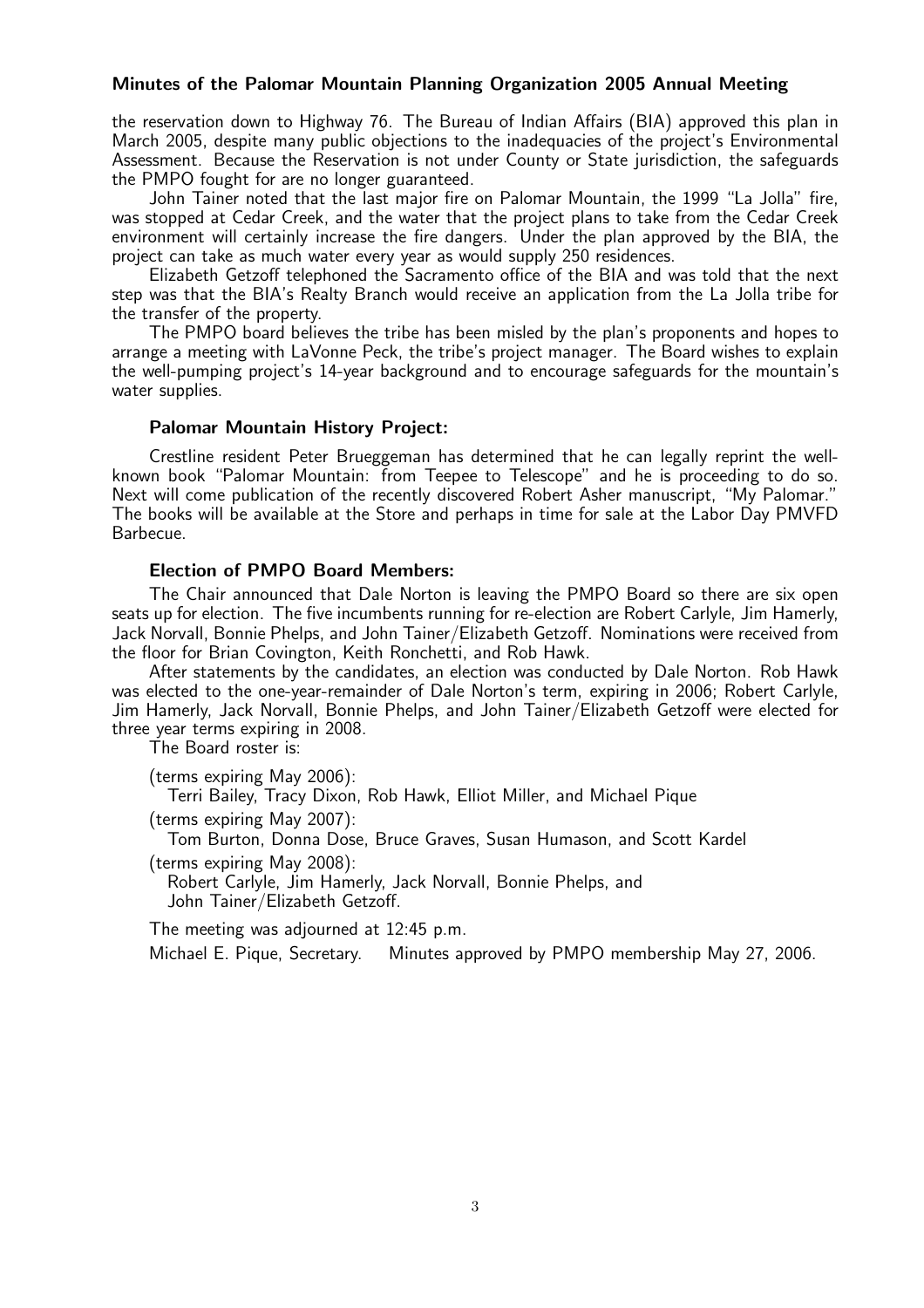the reservation down to Highway 76. The Bureau of Indian Affairs (BIA) approved this plan in March 2005, despite many public objections to the inadequacies of the project's Environmental Assessment. Because the Reservation is not under County or State jurisdiction, the safeguards the PMPO fought for are no longer guaranteed.

John Tainer noted that the last major fire on Palomar Mountain, the 1999 "La Jolla" fire, was stopped at Cedar Creek, and the water that the project plans to take from the Cedar Creek environment will certainly increase the fire dangers. Under the plan approved by the BIA, the project can take as much water every year as would supply 250 residences.

Elizabeth Getzoff telephoned the Sacramento office of the BIA and was told that the next step was that the BIA's Realty Branch would receive an application from the La Jolla tribe for the transfer of the property.

The PMPO board believes the tribe has been misled by the plan's proponents and hopes to arrange a meeting with LaVonne Peck, the tribe's project manager. The Board wishes to explain the well-pumping project's 14-year background and to encourage safeguards for the mountain's water supplies.

### Palomar Mountain History Project:

Crestline resident Peter Brueggeman has determined that he can legally reprint the well-known book "Palomar Mountain: from Teepee to Telescope" and he is proceeding to do so. Next will come publication of the recently discovered Robert Asher manuscript, "My Palomar." The books will be available at the Store and perhaps in time for sale at the Labor Day PMVFD Barbecue.

### Election of PMPO Board Members:

The Chair announced that Dale Norton is leaving the PMPO Board so there are six open seats up for election. The five incumbents running for re-election are Robert Carlyle, Jim Hamerly, Jack Norvall, Bonnie Phelps, and John Tainer/Elizabeth Getzoff. Nominations were received from the floor for Brian Covington, Keith Ronchetti, and Rob Hawk.

After statements by the candidates, an election was conducted by Dale Norton. Rob Hawk was elected to the one-year-remainder of Dale Norton's term, expiring in 2006; Robert Carlyle, Jim Hamerly, Jack Norvall, Bonnie Phelps, and John Tainer/Elizabeth Getzoff were elected for three year terms expiring in 2008.

The Board roster is:

(terms expiring May 2006):
Terri Bailey, Tracy Dixon, Rob Hawk, Elliot Miller, and Michael Pique

(terms expiring May 2007):
Tom Burton, Donna Dose, Bruce Graves, Susan Humason, and Scott Kardel

(terms expiring May 2008):
Robert Carlyle, Jim Hamerly, Jack Norvall, Bonnie Phelps, and
John Tainer/Elizabeth Getzoff.

The meeting was adjourned at 12:45 p.m.

Michael E. Pique, Secretary. Minutes approved by PMPO membership May 27, 2006.